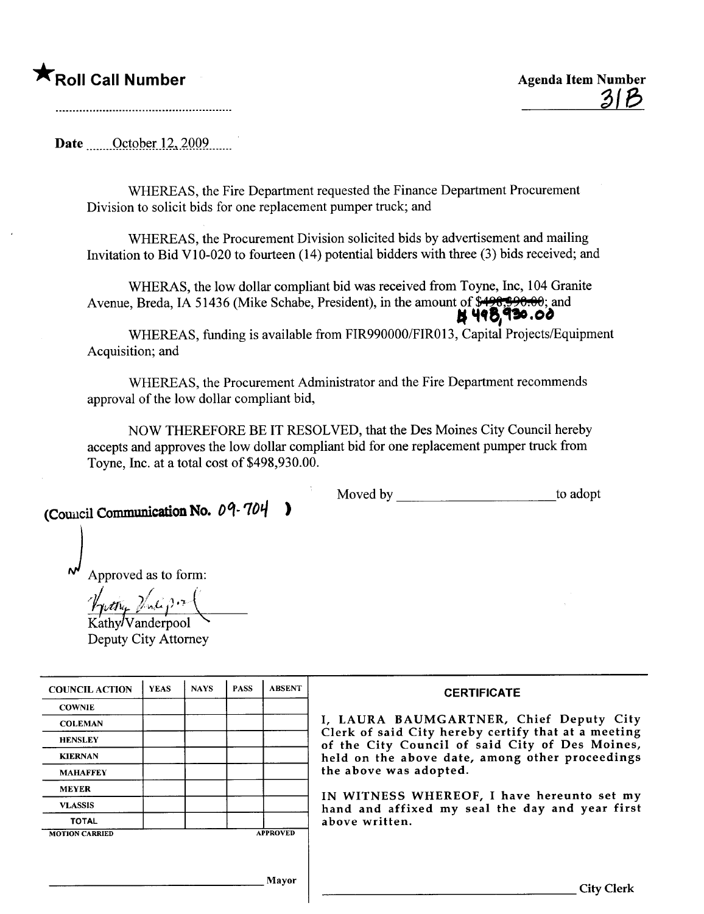★**Roll Call Number**

**Agenda Item Number**
31B

..........................................................

**Date** October 12, 2009

WHEREAS, the Fire Department requested the Finance Department Procurement Division to solicit bids for one replacement pumper truck; and

WHEREAS, the Procurement Division solicited bids by advertisement and mailing Invitation to Bid V10-020 to fourteen (14) potential bidders with three (3) bids received; and

WHERAS, the low dollar compliant bid was received from Toyne, Inc, 104 Granite Avenue, Breda, IA 51436 (Mike Schabe, President), in the amount of ~~$498,990.00~~ $498,930.00; and

WHEREAS, funding is available from FIR990000/FIR013, Capital Projects/Equipment Acquisition; and

WHEREAS, the Procurement Administrator and the Fire Department recommends approval of the low dollar compliant bid,

NOW THEREFORE BE IT RESOLVED, that the Des Moines City Council hereby accepts and approves the low dollar compliant bid for one replacement pumper truck from Toyne, Inc. at a total cost of $498,930.00.

Moved by ______________________ to adopt

(Council Communication No. 09-704 )

Approved as to form:

Kathy Vanderpool
Deputy City Attorney

| COUNCIL ACTION | YEAS | NAYS | PASS | ABSENT |
|---|---|---|---|---|
| COWNIE | | | | |
| COLEMAN | | | | |
| HENSLEY | | | | |
| KIERNAN | | | | |
| MAHAFFEY | | | | |
| MEYER | | | | |
| VLASSIS | | | | |
| TOTAL | | | | |
| MOTION CARRIED | | | | APPROVED |

______________________________ Mayor

**CERTIFICATE**

I, LAURA BAUMGARTNER, Chief Deputy City Clerk of said City hereby certify that at a meeting of the City Council of said City of Des Moines, held on the above date, among other proceedings the above was adopted.

IN WITNESS WHEREOF, I have hereunto set my hand and affixed my seal the day and year first above written.

______________________________ City Clerk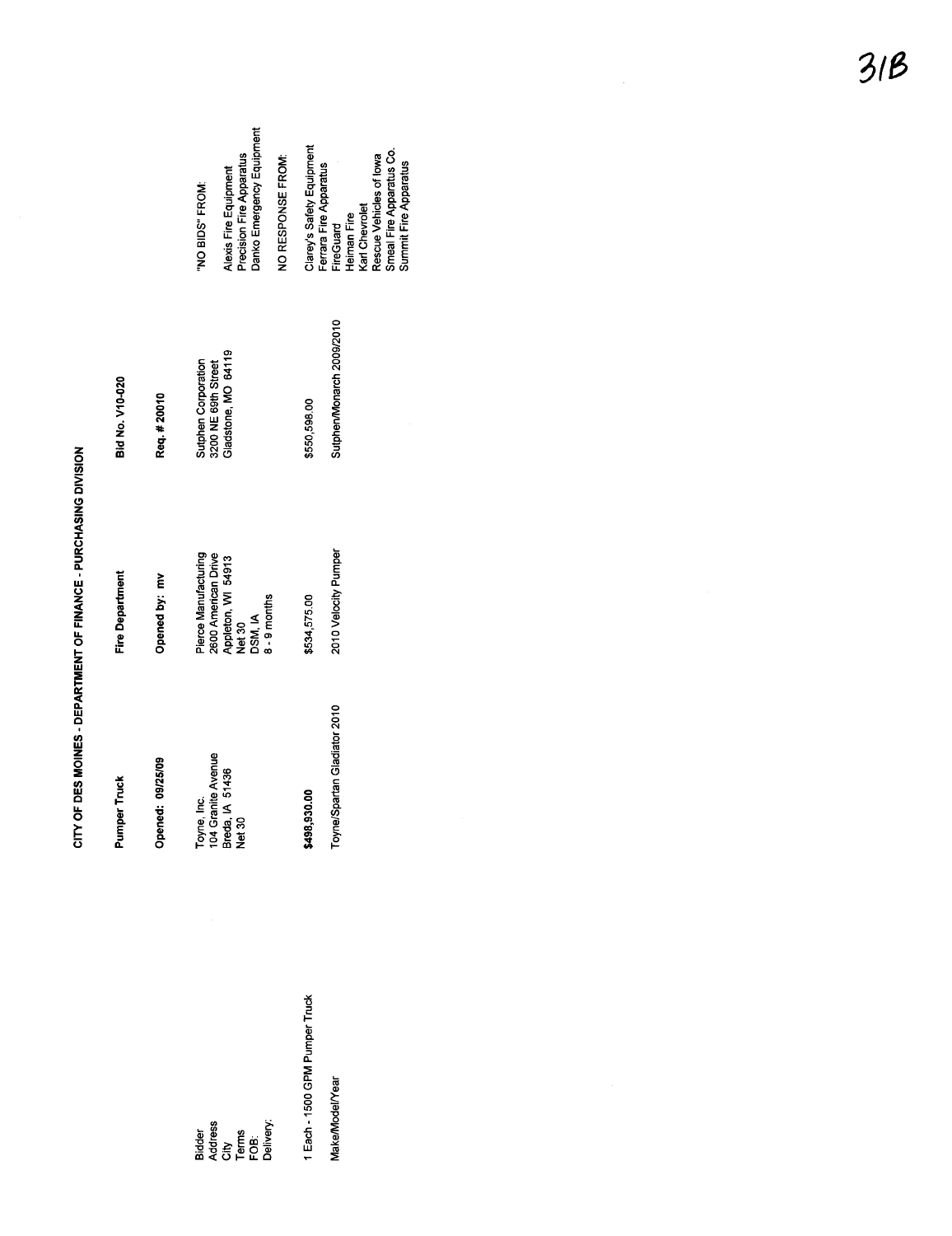31B

# CITY OF DES MOINES - DEPARTMENT OF FINANCE - PURCHASING DIVISION

| | | | |
|---|---|---|---|
| | **Pumper Truck** | **Fire Department** | **Bid No. V10-020** |
| | **Opened: 09/25/09** | **Opened by: mv** | **Req. # 20010** |
| Bidder<br>Address<br>City<br>Terms<br>FOB:<br>Delivery: | Toyne, Inc.<br>104 Granite Avenue<br>Breda, IA 51436<br>Net 30 | Pierce Manufacturing<br>2600 American Drive<br>Appleton, WI 54913<br>Net 30<br>DSM, IA<br>8 - 9 months | Sutphen Corporation<br>3200 NE 69th Street<br>Gladstone, MO 64119 |
| 1 Each - 1500 GPM Pumper Truck | **$498,930.00** | $534,575.00 | $550,598.00 |
| Make/Model/Year | Toyne/Spartan Gladiator 2010 | 2010 Velocity Pumper | Sutphen/Monarch 2009/2010 |

"NO BIDS" FROM:

Alexis Fire Equipment
Precision Fire Apparatus
Danko Emergency Equipment

NO RESPONSE FROM:

Clarey's Safety Equipment
Ferrara Fire Apparatus
FireGuard
Heiman Fire
Karl Chevrolet
Rescue Vehicles of Iowa
Smeal Fire Apparatus Co.
Summit Fire Apparatus